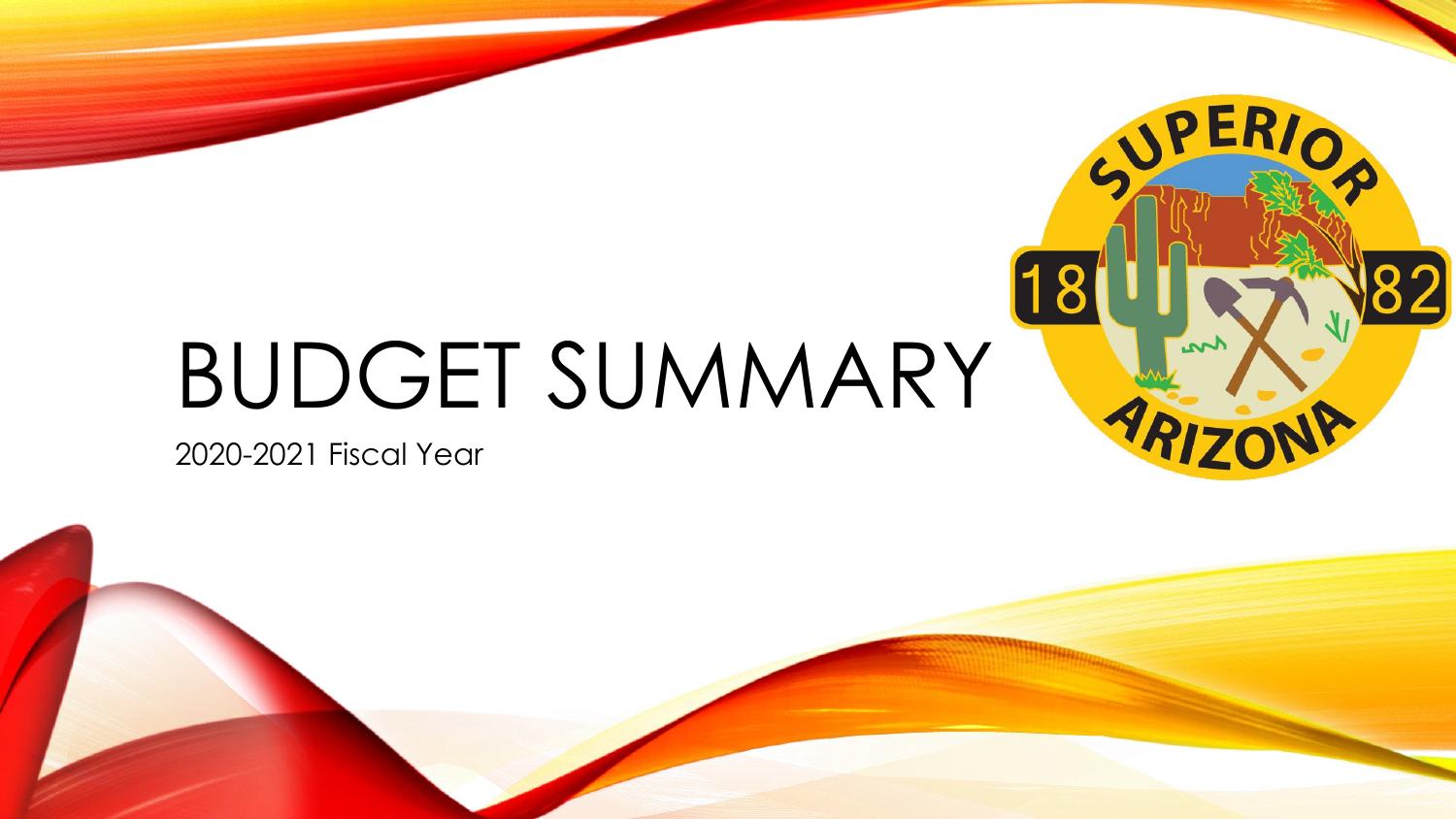# BUDGET SUMMARY

2020-2021 Fiscal Year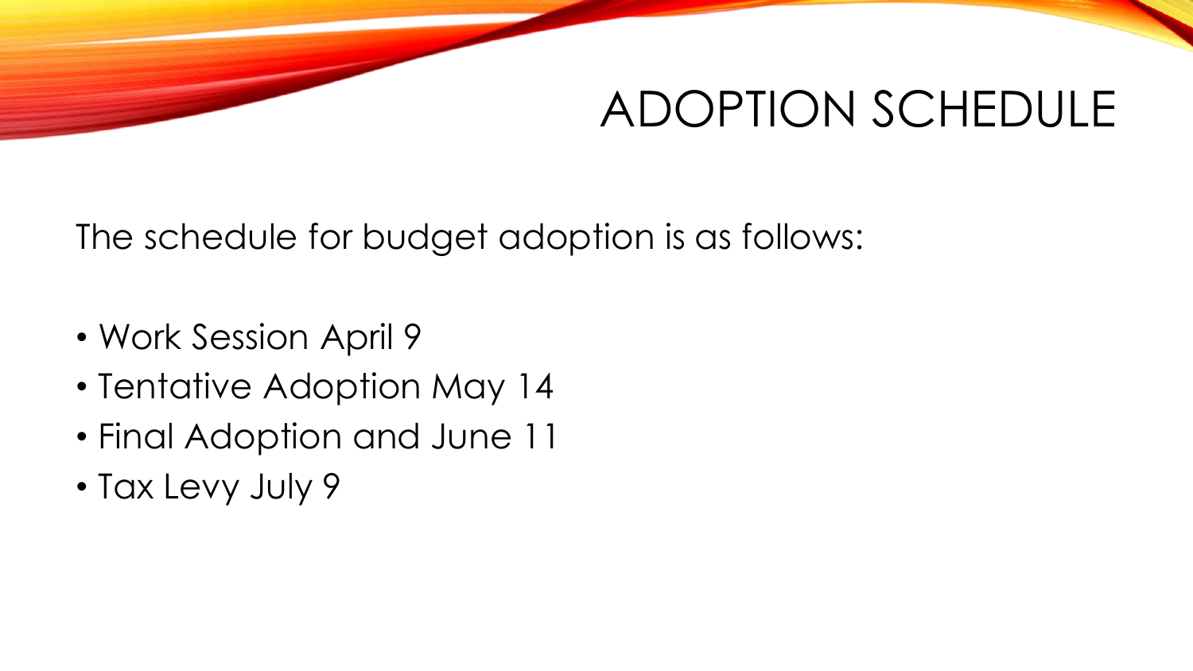# ADOPTION SCHEDULE

The schedule for budget adoption is as follows:

- Work Session April 9
- Tentative Adoption May 14
- Final Adoption and June 11
- Tax Levy July 9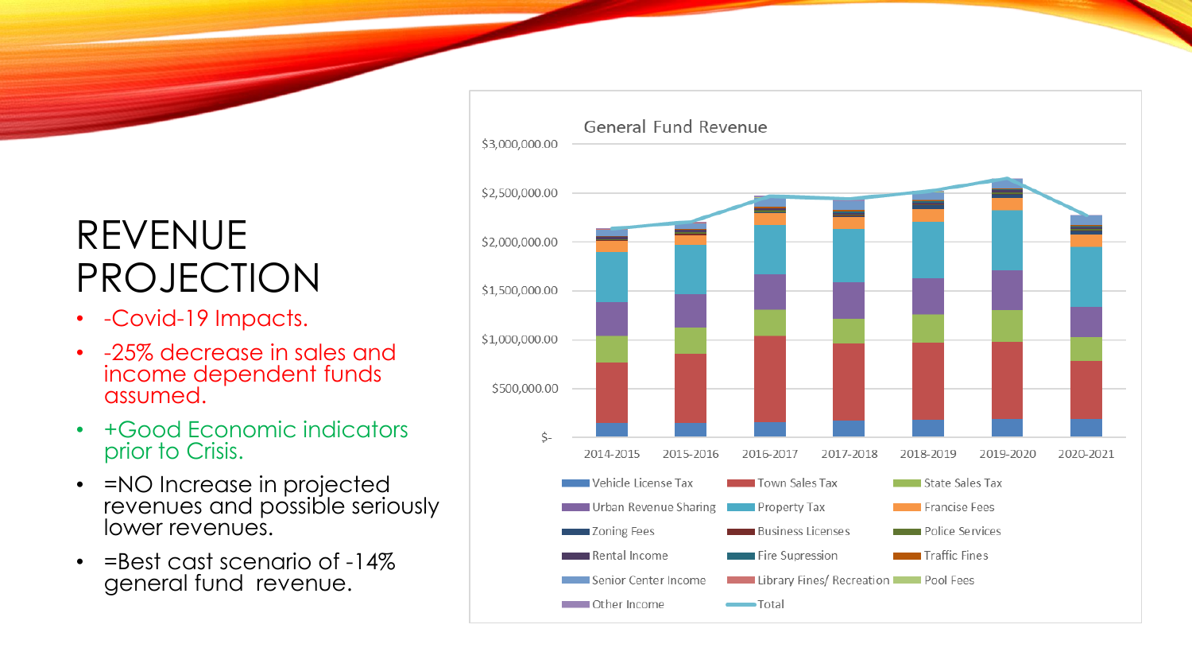# REVENUE PROJECTION

- -Covid-19 Impacts.
- -25% decrease in sales and income dependent funds assumed.
- +Good Economic indicators prior to Crisis.
- =NO Increase in projected revenues and possible seriously lower revenues.
- =Best cast scenario of -14% general fund revenue.

General Fund Revenue

$3,000,000.00
$2,500,000.00
$2,000,000.00
$1,500,000.00
$1,000,000.00
$500,000.00
$-

2014-2015 2015-2016 2016-2017 2017-2018 2018-2019 2019-2020 2020-2021

Vehicle License Tax, Town Sales Tax, State Sales Tax, Urban Revenue Sharing, Property Tax, Francise Fees, Zoning Fees, Business Licenses, Police Services, Rental Income, Fire Supression, Traffic Fines, Senior Center Income, Library Fines/ Recreation, Pool Fees, Other Income, Total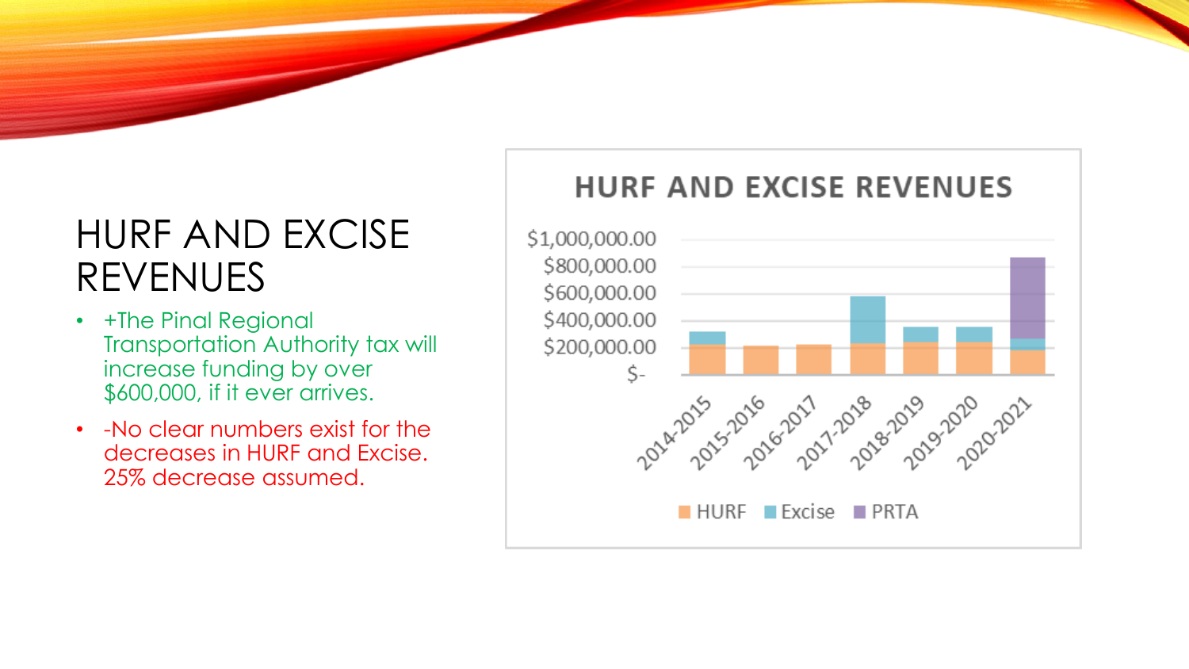# HURF AND EXCISE REVENUES

- +The Pinal Regional Transportation Authority tax will increase funding by over $600,000, if it ever arrives.
- -No clear numbers exist for the decreases in HURF and Excise. 25% decrease assumed.

**HURF AND EXCISE REVENUES**

$1,000,000.00
$800,000.00
$600,000.00
$400,000.00
$200,000.00
$-

2014-2015, 2015-2016, 2016-2017, 2017-2018, 2018-2019, 2019-2020, 2020-2021

HURF, Excise, PRTA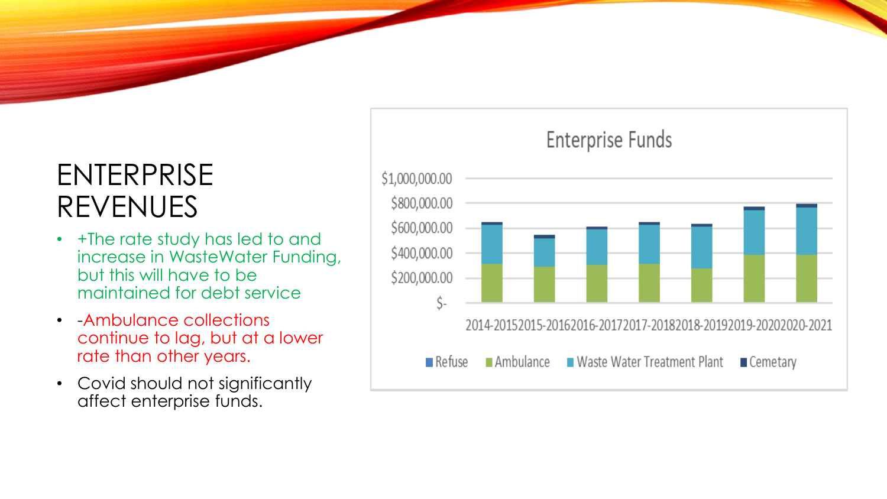# ENTERPRISE REVENUES

- +The rate study has led to and increase in WasteWater Funding, but this will have to be maintained for debt service
- -Ambulance collections continue to lag, but at a lower rate than other years.
- Covid should not significantly affect enterprise funds.

Enterprise Funds

$1,000,000.00
$800,000.00
$600,000.00
$400,000.00
$200,000.00
$-

2014-2015 2015-2016 2016-2017 2017-2018 2018-2019 2019-2020 2020-2021

Refuse | Ambulance | Waste Water Treatment Plant | Cemetary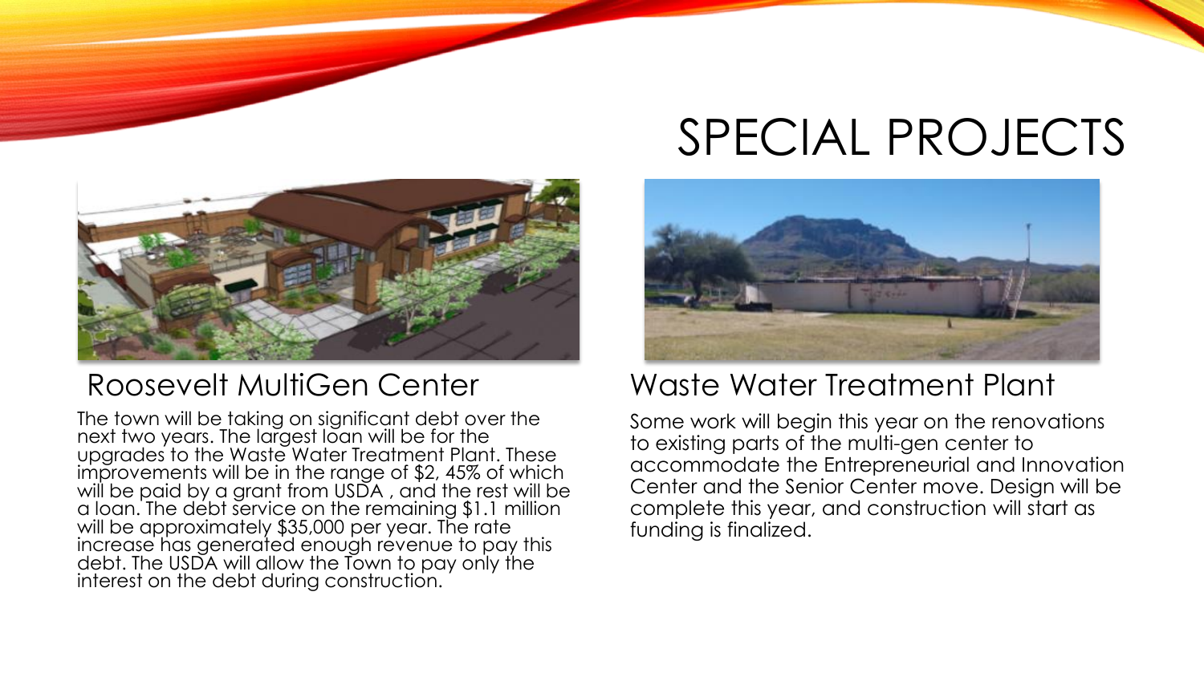# SPECIAL PROJECTS

## Roosevelt MultiGen Center

The town will be taking on significant debt over the next two years. The largest loan will be for the upgrades to the Waste Water Treatment Plant. These improvements will be in the range of $2, 45% of which will be paid by a grant from USDA , and the rest will be a loan. The debt service on the remaining $1.1 million will be approximately $35,000 per year. The rate increase has generated enough revenue to pay this debt. The USDA will allow the Town to pay only the interest on the debt during construction.

## Waste Water Treatment Plant

Some work will begin this year on the renovations to existing parts of the multi-gen center to accommodate the Entrepreneurial and Innovation Center and the Senior Center move. Design will be complete this year, and construction will start as funding is finalized.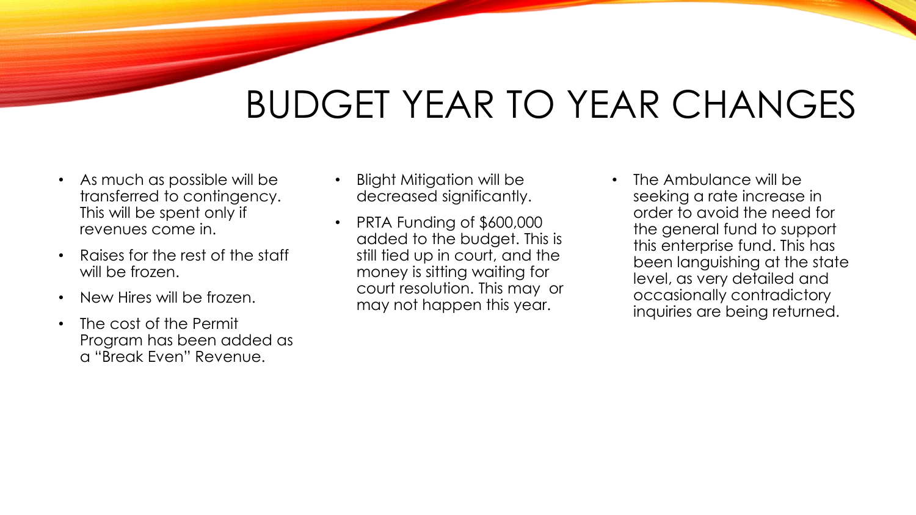# BUDGET YEAR TO YEAR CHANGES

- As much as possible will be transferred to contingency. This will be spent only if revenues come in.
- Raises for the rest of the staff will be frozen.
- New Hires will be frozen.
- The cost of the Permit Program has been added as a "Break Even" Revenue.
- Blight Mitigation will be decreased significantly.
- PRTA Funding of $600,000 added to the budget. This is still tied up in court, and the money is sitting waiting for court resolution. This may or may not happen this year.
- The Ambulance will be seeking a rate increase in order to avoid the need for the general fund to support this enterprise fund. This has been languishing at the state level, as very detailed and occasionally contradictory inquiries are being returned.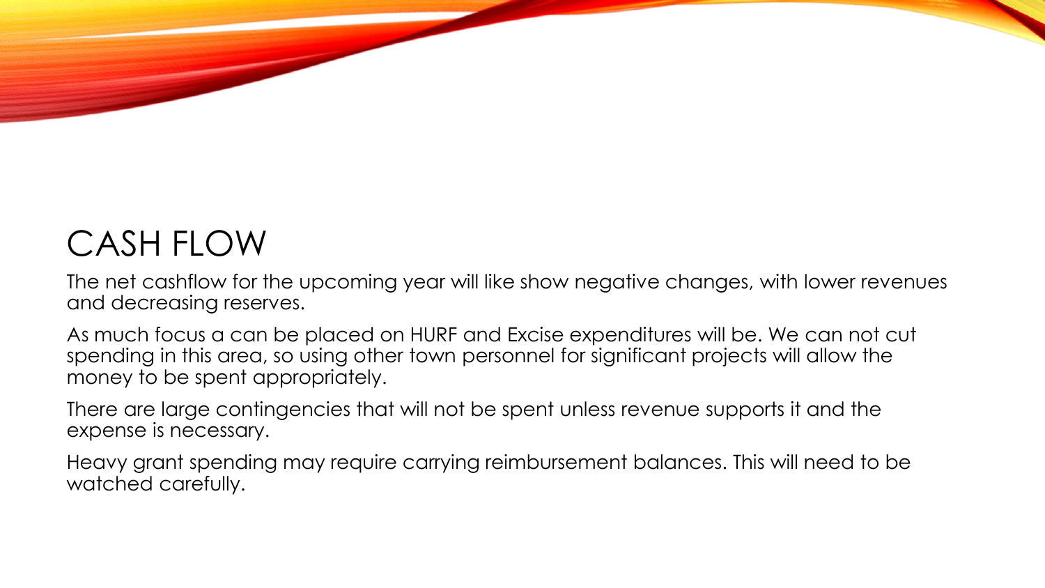# CASH FLOW

The net cashflow for the upcoming year will like show negative changes, with lower revenues and decreasing reserves.

As much focus a can be placed on HURF and Excise expenditures will be. We can not cut spending in this area, so using other town personnel for significant projects will allow the money to be spent appropriately.

There are large contingencies that will not be spent unless revenue supports it and the expense is necessary.

Heavy grant spending may require carrying reimbursement balances. This will need to be watched carefully.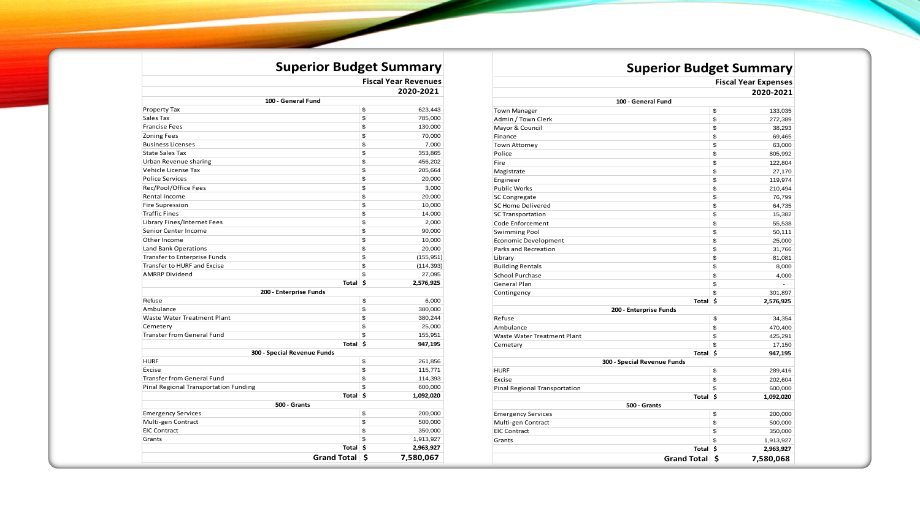## Superior Budget Summary

| | Fiscal Year Revenues 2020-2021 |
|---|---|
| **100 - General Fund** | |
| Property Tax | $ 623,443 |
| Sales Tax | $ 785,000 |
| Francise Fees | $ 130,000 |
| Zoning Fees | $ 70,000 |
| Business Licenses | $ 7,000 |
| State Sales Tax | $ 353,865 |
| Urban Revenue sharing | $ 456,202 |
| Vehicle License Tax | $ 205,664 |
| Police Services | $ 20,000 |
| Rec/Pool/Office Fees | $ 3,000 |
| Rental Income | $ 20,000 |
| Fire Supression | $ 10,000 |
| Traffic Fines | $ 14,000 |
| Library Fines/Internet Fees | $ 2,000 |
| Senior Center Income | $ 90,000 |
| Other Income | $ 10,000 |
| Land Bank Operations | $ 20,000 |
| Transfer to Enterprise Funds | $ (155,951) |
| Transfer to HURF and Excise | $ (114,393) |
| AMRRP Dividend | $ 27,095 |
| **Total** | **$ 2,576,925** |
| **200 - Enterprise Funds** | |
| Refuse | $ 6,000 |
| Ambulance | $ 380,000 |
| Waste Water Treatment Plant | $ 380,244 |
| Cemetery | $ 25,000 |
| Transter from General Fund | $ 155,951 |
| **Total** | **$ 947,195** |
| **300 - Special Revenue Funds** | |
| HURF | $ 261,856 |
| Excise | $ 115,771 |
| Transfer from General Fund | $ 114,393 |
| Pinal Regional Transportation Funding | $ 600,000 |
| **Total** | **$ 1,092,020** |
| **500 - Grants** | |
| Emergency Services | $ 200,000 |
| Multi-gen Contract | $ 500,000 |
| EIC Contract | $ 350,000 |
| Grants | $ 1,913,927 |
| **Total** | **$ 2,963,927** |
| **Grand Total** | **$ 7,580,067** |

## Superior Budget Summary

| | Fiscal Year Expenses 2020-2021 |
|---|---|
| **100 - General Fund** | |
| Town Manager | $ 133,035 |
| Admin / Town Clerk | $ 272,389 |
| Mayor & Council | $ 38,293 |
| Finance | $ 69,465 |
| Town Attorney | $ 63,000 |
| Police | $ 805,992 |
| Fire | $ 122,804 |
| Magistrate | $ 27,170 |
| Engineer | $ 119,974 |
| Public Works | $ 210,494 |
| SC Congregate | $ 76,799 |
| SC Home Delivered | $ 64,735 |
| SC Transportation | $ 15,382 |
| Code Enforcement | $ 55,538 |
| Swimming Pool | $ 50,111 |
| Economic Development | $ 25,000 |
| Parks and Recreation | $ 31,766 |
| Library | $ 81,081 |
| Building Rentals | $ 8,000 |
| School Purchase | $ 4,000 |
| General Plan | $ - |
| Contingency | $ 301,897 |
| **Total** | **$ 2,576,925** |
| **200 - Enterprise Funds** | |
| Refuse | $ 34,354 |
| Ambulance | $ 470,400 |
| Waste Water Treatment Plant | $ 425,291 |
| Cemetary | $ 17,150 |
| **Total** | **$ 947,195** |
| **300 - Special Revenue Funds** | |
| HURF | $ 289,416 |
| Excise | $ 202,604 |
| Pinal Regional Transportation | $ 600,000 |
| **Total** | **$ 1,092,020** |
| **500 - Grants** | |
| Emergency Services | $ 200,000 |
| Multi-gen Contract | $ 500,000 |
| EIC Contract | $ 350,000 |
| Grants | $ 1,913,927 |
| **Total** | **$ 2,963,927** |
| **Grand Total** | **$ 7,580,068** |